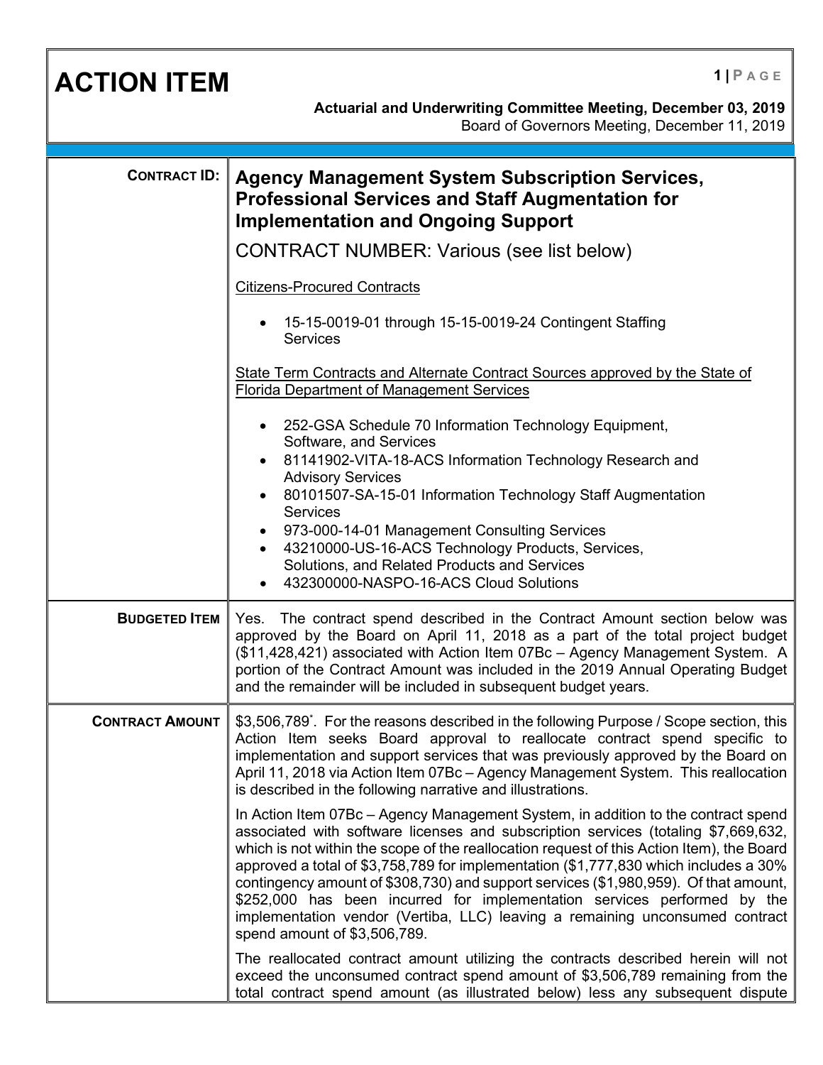# ACTION ITEM

**Actuarial and Underwriting Committee Meeting, December 03, 2019**
Board of Governors Meeting, December 11, 2019

| | |
|---|---|
| **CONTRACT ID:** | **Agency Management System Subscription Services, Professional Services and Staff Augmentation for Implementation and Ongoing Support**<br><br>CONTRACT NUMBER: Various (see list below)<br><br><u>Citizens-Procured Contracts</u><br><br>• 15-15-0019-01 through 15-15-0019-24 Contingent Staffing Services<br><br><u>State Term Contracts and Alternate Contract Sources approved by the State of Florida Department of Management Services</u><br><br>• 252-GSA Schedule 70 Information Technology Equipment, Software, and Services<br>• 81141902-VITA-18-ACS Information Technology Research and Advisory Services<br>• 80101507-SA-15-01 Information Technology Staff Augmentation Services<br>• 973-000-14-01 Management Consulting Services<br>• 43210000-US-16-ACS Technology Products, Services, Solutions, and Related Products and Services<br>• 432300000-NASPO-16-ACS Cloud Solutions |
| **BUDGETED ITEM** | Yes. The contract spend described in the Contract Amount section below was approved by the Board on April 11, 2018 as a part of the total project budget ($11,428,421) associated with Action Item 07Bc – Agency Management System. A portion of the Contract Amount was included in the 2019 Annual Operating Budget and the remainder will be included in subsequent budget years. |
| **CONTRACT AMOUNT** | $3,506,789*. For the reasons described in the following Purpose / Scope section, this Action Item seeks Board approval to reallocate contract spend specific to implementation and support services that was previously approved by the Board on April 11, 2018 via Action Item 07Bc – Agency Management System. This reallocation is described in the following narrative and illustrations.<br><br>In Action Item 07Bc – Agency Management System, in addition to the contract spend associated with software licenses and subscription services (totaling $7,669,632, which is not within the scope of the reallocation request of this Action Item), the Board approved a total of $3,758,789 for implementation ($1,777,830 which includes a 30% contingency amount of $308,730) and support services ($1,980,959). Of that amount, $252,000 has been incurred for implementation services performed by the implementation vendor (Vertiba, LLC) leaving a remaining unconsumed contract spend amount of $3,506,789.<br><br>The reallocated contract amount utilizing the contracts described herein will not exceed the unconsumed contract spend amount of $3,506,789 remaining from the total contract spend amount (as illustrated below) less any subsequent dispute |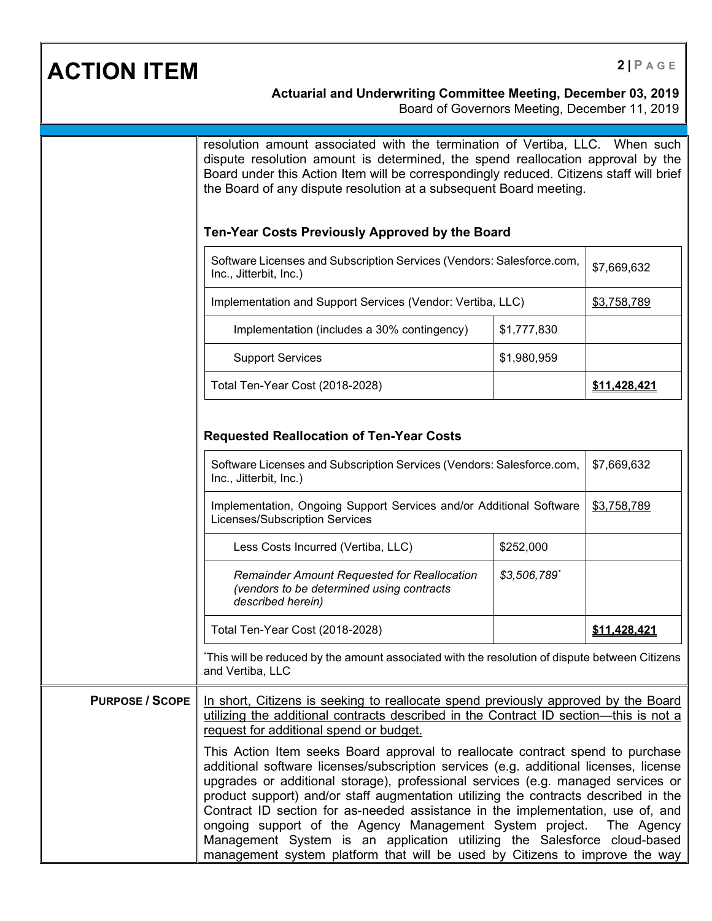resolution amount associated with the termination of Vertiba, LLC. When such dispute resolution amount is determined, the spend reallocation approval by the Board under this Action Item will be correspondingly reduced. Citizens staff will brief the Board of any dispute resolution at a subsequent Board meeting.

### Ten-Year Costs Previously Approved by the Board

| Item | | Amount |
|---|---|---|
| Software Licenses and Subscription Services (Vendors: Salesforce.com, Inc., Jitterbit, Inc.) | | $7,669,632 |
| Implementation and Support Services (Vendor: Vertiba, LLC) | | <u>$3,758,789</u> |
| Implementation (includes a 30% contingency) | $1,777,830 | |
| Support Services | $1,980,959 | |
| Total Ten-Year Cost (2018-2028) | | **<u>$11,428,421</u>** |

### Requested Reallocation of Ten-Year Costs

| Item | | Amount |
|---|---|---|
| Software Licenses and Subscription Services (Vendors: Salesforce.com, Inc., Jitterbit, Inc.) | | $7,669,632 |
| Implementation, Ongoing Support Services and/or Additional Software Licenses/Subscription Services | | <u>$3,758,789</u> |
| Less Costs Incurred (Vertiba, LLC) | $252,000 | |
| *Remainder Amount Requested for Reallocation (vendors to be determined using contracts described herein)* | *$3,506,789*[*] | |
| Total Ten-Year Cost (2018-2028) | | **<u>$11,428,421</u>** |

[*]This will be reduced by the amount associated with the resolution of dispute between Citizens and Vertiba, LLC

**PURPOSE / SCOPE**

<u>In short, Citizens is seeking to reallocate spend previously approved by the Board utilizing the additional contracts described in the Contract ID section—this is not a request for additional spend or budget.</u>

This Action Item seeks Board approval to reallocate contract spend to purchase additional software licenses/subscription services (e.g. additional licenses, license upgrades or additional storage), professional services (e.g. managed services or product support) and/or staff augmentation utilizing the contracts described in the Contract ID section for as-needed assistance in the implementation, use of, and ongoing support of the Agency Management System project. The Agency Management System is an application utilizing the Salesforce cloud-based management system platform that will be used by Citizens to improve the way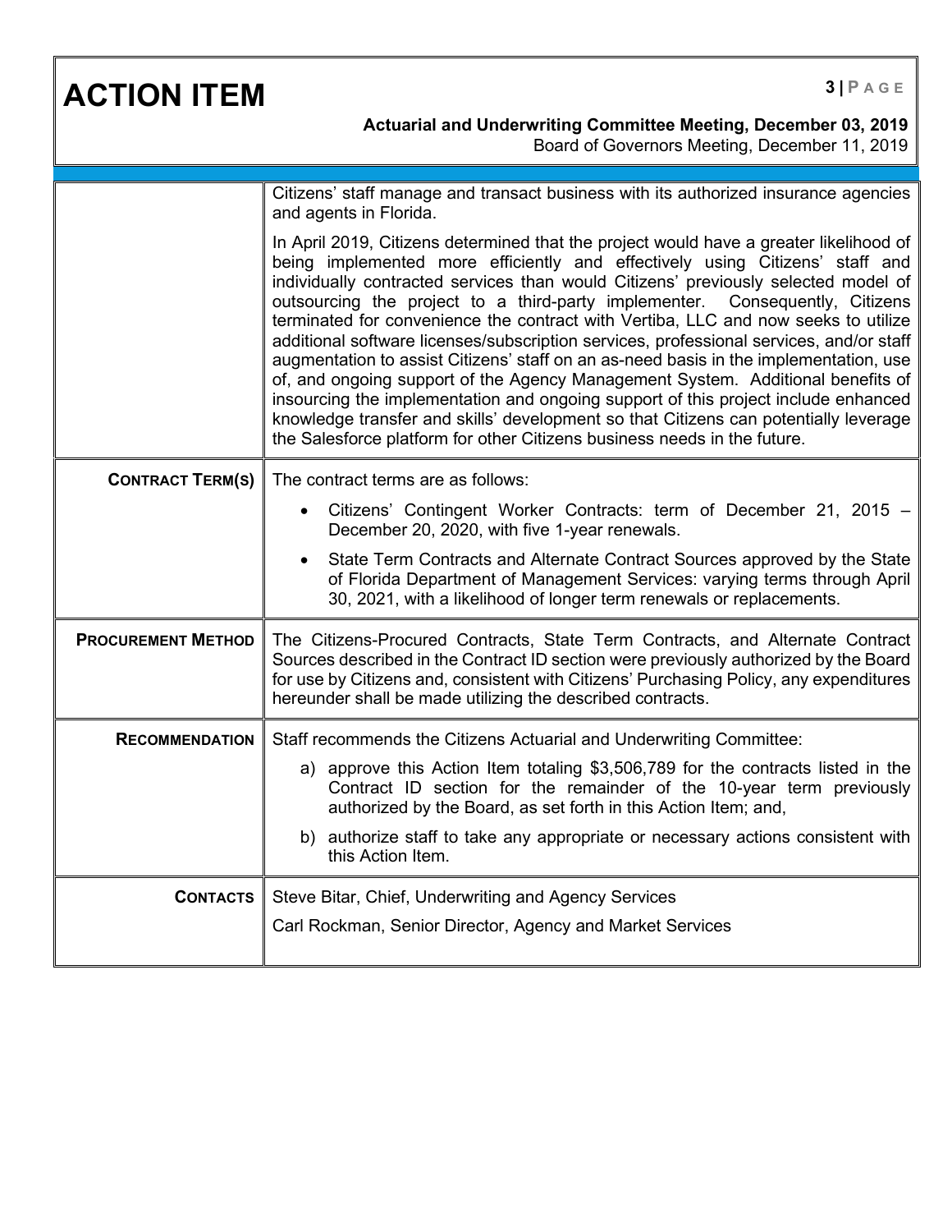| | |
|---|---|
| | Citizens' staff manage and transact business with its authorized insurance agencies and agents in Florida.<br><br>In April 2019, Citizens determined that the project would have a greater likelihood of being implemented more efficiently and effectively using Citizens' staff and individually contracted services than would Citizens' previously selected model of outsourcing the project to a third-party implementer. Consequently, Citizens terminated for convenience the contract with Vertiba, LLC and now seeks to utilize additional software licenses/subscription services, professional services, and/or staff augmentation to assist Citizens' staff on an as-need basis in the implementation, use of, and ongoing support of the Agency Management System. Additional benefits of insourcing the implementation and ongoing support of this project include enhanced knowledge transfer and skills' development so that Citizens can potentially leverage the Salesforce platform for other Citizens business needs in the future. |
| **CONTRACT TERM(S)** | The contract terms are as follows:<br><br>• Citizens' Contingent Worker Contracts: term of December 21, 2015 – December 20, 2020, with five 1-year renewals.<br><br>• State Term Contracts and Alternate Contract Sources approved by the State of Florida Department of Management Services: varying terms through April 30, 2021, with a likelihood of longer term renewals or replacements. |
| **PROCUREMENT METHOD** | The Citizens-Procured Contracts, State Term Contracts, and Alternate Contract Sources described in the Contract ID section were previously authorized by the Board for use by Citizens and, consistent with Citizens' Purchasing Policy, any expenditures hereunder shall be made utilizing the described contracts. |
| **RECOMMENDATION** | Staff recommends the Citizens Actuarial and Underwriting Committee:<br><br>a) approve this Action Item totaling $3,506,789 for the contracts listed in the Contract ID section for the remainder of the 10-year term previously authorized by the Board, as set forth in this Action Item; and,<br><br>b) authorize staff to take any appropriate or necessary actions consistent with this Action Item. |
| **CONTACTS** | Steve Bitar, Chief, Underwriting and Agency Services<br><br>Carl Rockman, Senior Director, Agency and Market Services |